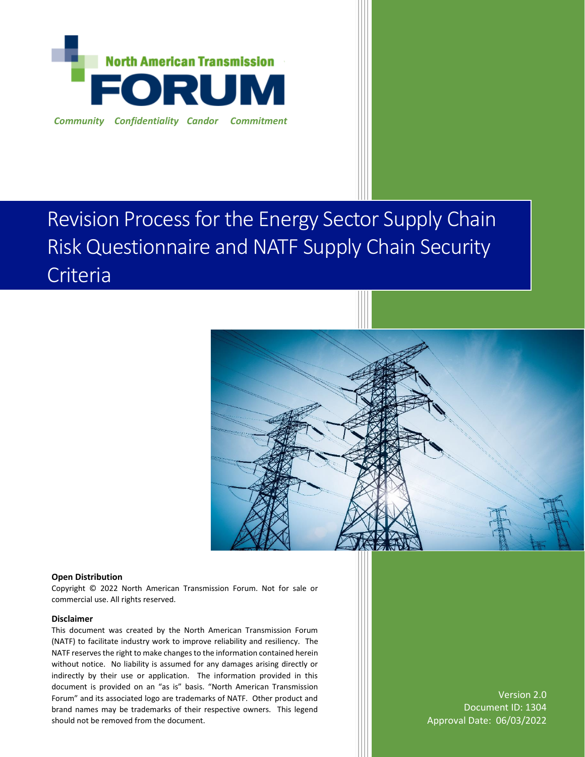North American Transmission

FORUM

*Community Confidentiality Candor Commitment*

# Revision Process for the Energy Sector Supply Chain Risk Questionnaire and NATF Supply Chain Security Criteria

**Open Distribution**

Copyright © 2022 North American Transmission Forum. Not for sale or commercial use. All rights reserved.

**Disclaimer**

This document was created by the North American Transmission Forum (NATF) to facilitate industry work to improve reliability and resiliency. The NATF reserves the right to make changes to the information contained herein without notice. No liability is assumed for any damages arising directly or indirectly by their use or application. The information provided in this document is provided on an "as is" basis. "North American Transmission Forum" and its associated logo are trademarks of NATF. Other product and brand names may be trademarks of their respective owners. This legend should not be removed from the document.

Version 2.0
Document ID: 1304
Approval Date: 06/03/2022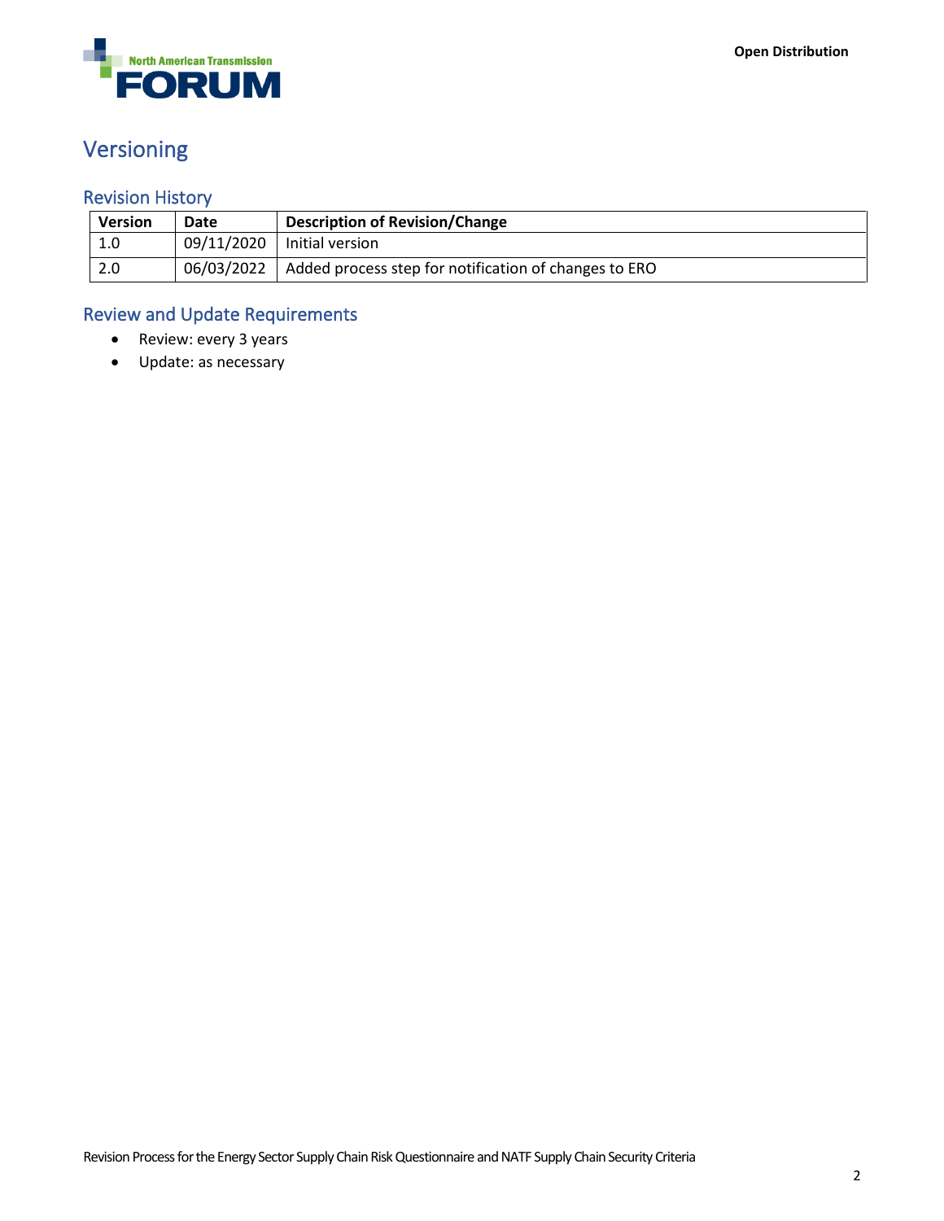# Versioning

## Revision History

| Version | Date | Description of Revision/Change |
|---|---|---|
| 1.0 | 09/11/2020 | Initial version |
| 2.0 | 06/03/2022 | Added process step for notification of changes to ERO |

## Review and Update Requirements

- Review: every 3 years
- Update: as necessary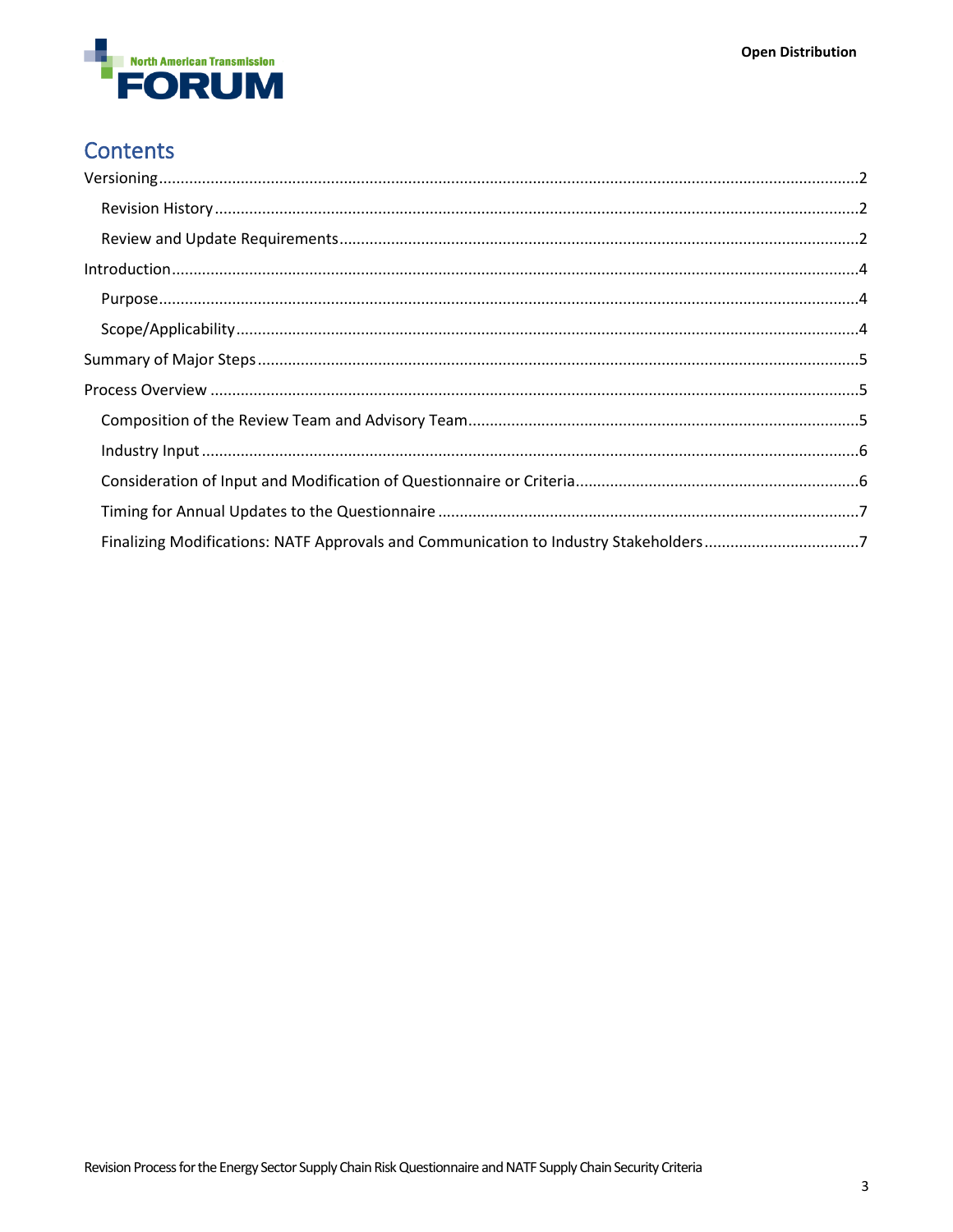# Contents

- Versioning ... 2
  - Revision History ... 2
  - Review and Update Requirements ... 2
- Introduction ... 4
  - Purpose ... 4
  - Scope/Applicability ... 4
- Summary of Major Steps ... 5
- Process Overview ... 5
  - Composition of the Review Team and Advisory Team ... 5
  - Industry Input ... 6
  - Consideration of Input and Modification of Questionnaire or Criteria ... 6
  - Timing for Annual Updates to the Questionnaire ... 7
  - Finalizing Modifications: NATF Approvals and Communication to Industry Stakeholders ... 7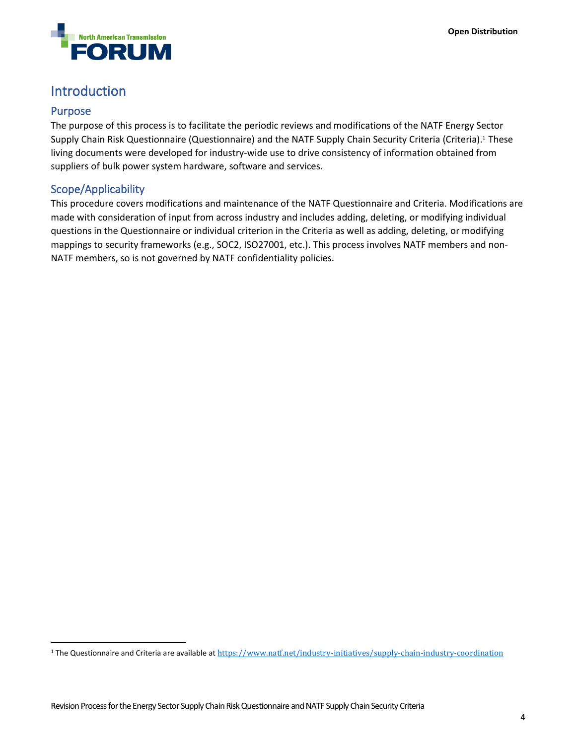# Introduction

## Purpose

The purpose of this process is to facilitate the periodic reviews and modifications of the NATF Energy Sector Supply Chain Risk Questionnaire (Questionnaire) and the NATF Supply Chain Security Criteria (Criteria).[1] These living documents were developed for industry-wide use to drive consistency of information obtained from suppliers of bulk power system hardware, software and services.

## Scope/Applicability

This procedure covers modifications and maintenance of the NATF Questionnaire and Criteria. Modifications are made with consideration of input from across industry and includes adding, deleting, or modifying individual questions in the Questionnaire or individual criterion in the Criteria as well as adding, deleting, or modifying mappings to security frameworks (e.g., SOC2, ISO27001, etc.). This process involves NATF members and non-NATF members, so is not governed by NATF confidentiality policies.

[1] The Questionnaire and Criteria are available at https://www.natf.net/industry-initiatives/supply-chain-industry-coordination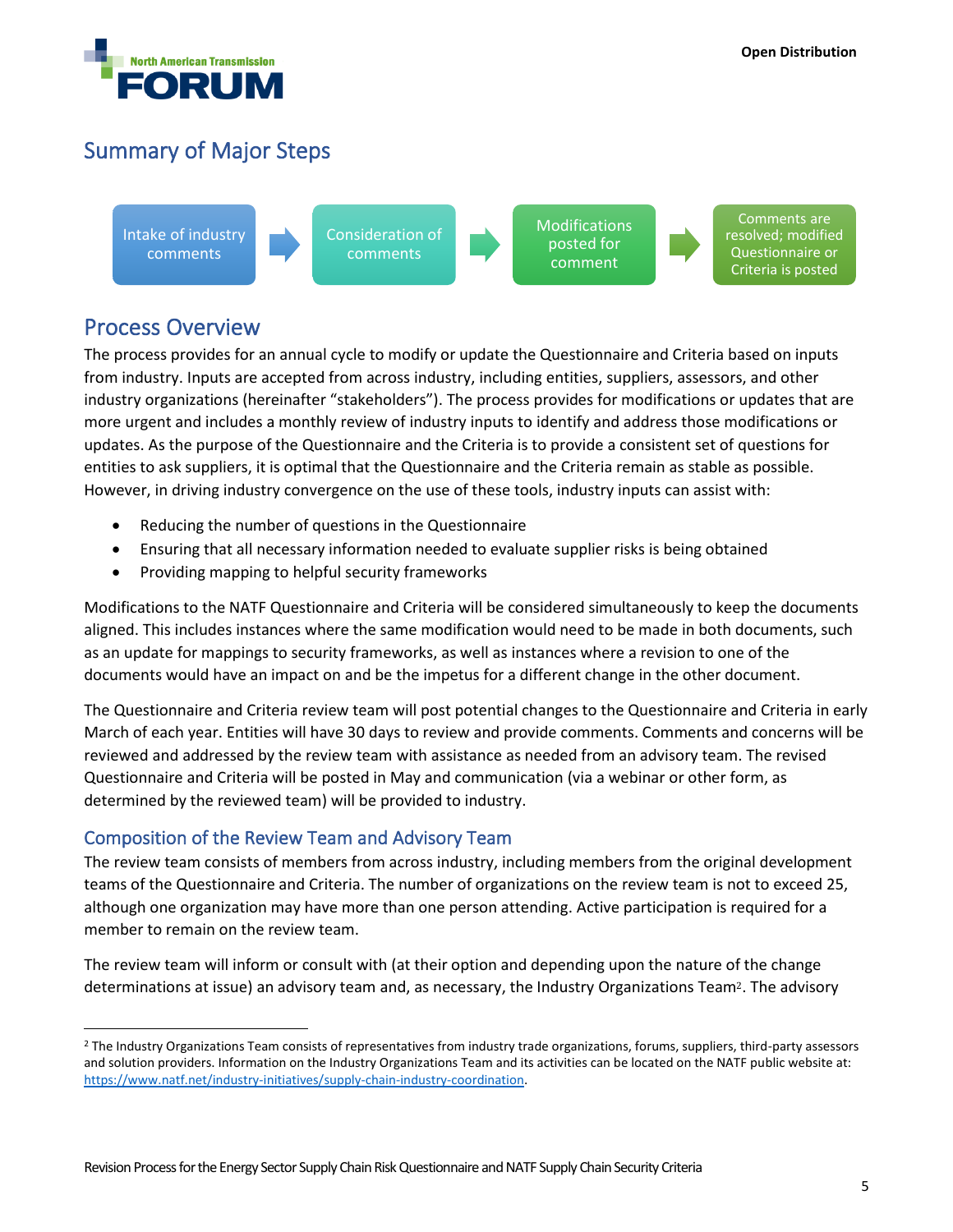## Summary of Major Steps

Intake of industry comments → Consideration of comments → Modifications posted for comment → Comments are resolved; modified Questionnaire or Criteria is posted

## Process Overview

The process provides for an annual cycle to modify or update the Questionnaire and Criteria based on inputs from industry. Inputs are accepted from across industry, including entities, suppliers, assessors, and other industry organizations (hereinafter "stakeholders"). The process provides for modifications or updates that are more urgent and includes a monthly review of industry inputs to identify and address those modifications or updates. As the purpose of the Questionnaire and the Criteria is to provide a consistent set of questions for entities to ask suppliers, it is optimal that the Questionnaire and the Criteria remain as stable as possible. However, in driving industry convergence on the use of these tools, industry inputs can assist with:

- Reducing the number of questions in the Questionnaire
- Ensuring that all necessary information needed to evaluate supplier risks is being obtained
- Providing mapping to helpful security frameworks

Modifications to the NATF Questionnaire and Criteria will be considered simultaneously to keep the documents aligned. This includes instances where the same modification would need to be made in both documents, such as an update for mappings to security frameworks, as well as instances where a revision to one of the documents would have an impact on and be the impetus for a different change in the other document.

The Questionnaire and Criteria review team will post potential changes to the Questionnaire and Criteria in early March of each year. Entities will have 30 days to review and provide comments. Comments and concerns will be reviewed and addressed by the review team with assistance as needed from an advisory team. The revised Questionnaire and Criteria will be posted in May and communication (via a webinar or other form, as determined by the reviewed team) will be provided to industry.

### Composition of the Review Team and Advisory Team

The review team consists of members from across industry, including members from the original development teams of the Questionnaire and Criteria. The number of organizations on the review team is not to exceed 25, although one organization may have more than one person attending. Active participation is required for a member to remain on the review team.

The review team will inform or consult with (at their option and depending upon the nature of the change determinations at issue) an advisory team and, as necessary, the Industry Organizations Team[2]. The advisory

[2] The Industry Organizations Team consists of representatives from industry trade organizations, forums, suppliers, third-party assessors and solution providers. Information on the Industry Organizations Team and its activities can be located on the NATF public website at: https://www.natf.net/industry-initiatives/supply-chain-industry-coordination.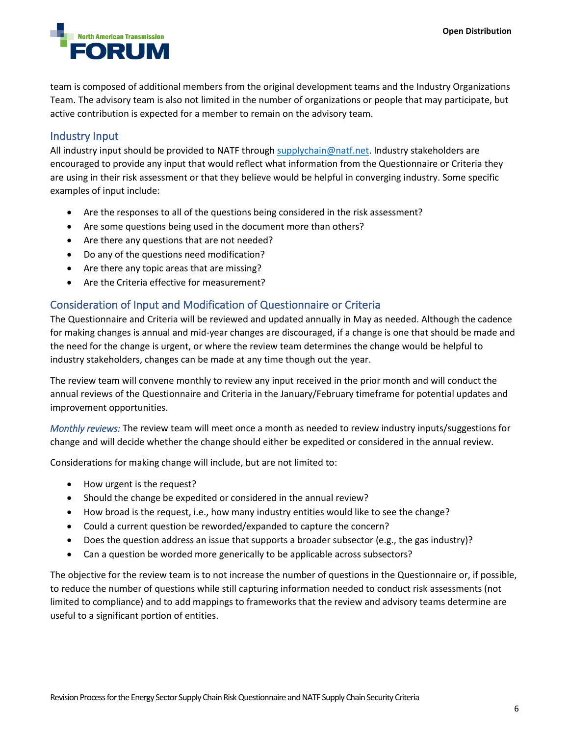team is composed of additional members from the original development teams and the Industry Organizations Team. The advisory team is also not limited in the number of organizations or people that may participate, but active contribution is expected for a member to remain on the advisory team.

## Industry Input

All industry input should be provided to NATF through supplychain@natf.net. Industry stakeholders are encouraged to provide any input that would reflect what information from the Questionnaire or Criteria they are using in their risk assessment or that they believe would be helpful in converging industry. Some specific examples of input include:

- Are the responses to all of the questions being considered in the risk assessment?
- Are some questions being used in the document more than others?
- Are there any questions that are not needed?
- Do any of the questions need modification?
- Are there any topic areas that are missing?
- Are the Criteria effective for measurement?

## Consideration of Input and Modification of Questionnaire or Criteria

The Questionnaire and Criteria will be reviewed and updated annually in May as needed. Although the cadence for making changes is annual and mid-year changes are discouraged, if a change is one that should be made and the need for the change is urgent, or where the review team determines the change would be helpful to industry stakeholders, changes can be made at any time though out the year.

The review team will convene monthly to review any input received in the prior month and will conduct the annual reviews of the Questionnaire and Criteria in the January/February timeframe for potential updates and improvement opportunities.

*Monthly reviews:* The review team will meet once a month as needed to review industry inputs/suggestions for change and will decide whether the change should either be expedited or considered in the annual review.

Considerations for making change will include, but are not limited to:

- How urgent is the request?
- Should the change be expedited or considered in the annual review?
- How broad is the request, i.e., how many industry entities would like to see the change?
- Could a current question be reworded/expanded to capture the concern?
- Does the question address an issue that supports a broader subsector (e.g., the gas industry)?
- Can a question be worded more generically to be applicable across subsectors?

The objective for the review team is to not increase the number of questions in the Questionnaire or, if possible, to reduce the number of questions while still capturing information needed to conduct risk assessments (not limited to compliance) and to add mappings to frameworks that the review and advisory teams determine are useful to a significant portion of entities.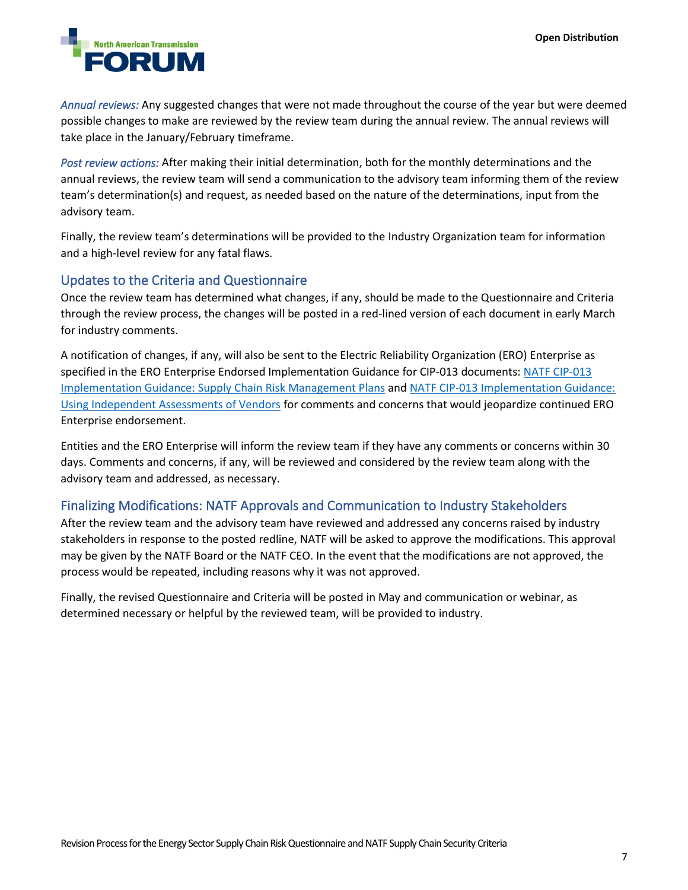*Annual reviews:* Any suggested changes that were not made throughout the course of the year but were deemed possible changes to make are reviewed by the review team during the annual review. The annual reviews will take place in the January/February timeframe.

*Post review actions:* After making their initial determination, both for the monthly determinations and the annual reviews, the review team will send a communication to the advisory team informing them of the review team's determination(s) and request, as needed based on the nature of the determinations, input from the advisory team.

Finally, the review team's determinations will be provided to the Industry Organization team for information and a high-level review for any fatal flaws.

## Updates to the Criteria and Questionnaire

Once the review team has determined what changes, if any, should be made to the Questionnaire and Criteria through the review process, the changes will be posted in a red-lined version of each document in early March for industry comments.

A notification of changes, if any, will also be sent to the Electric Reliability Organization (ERO) Enterprise as specified in the ERO Enterprise Endorsed Implementation Guidance for CIP-013 documents: NATF CIP-013 Implementation Guidance: Supply Chain Risk Management Plans and NATF CIP-013 Implementation Guidance: Using Independent Assessments of Vendors for comments and concerns that would jeopardize continued ERO Enterprise endorsement.

Entities and the ERO Enterprise will inform the review team if they have any comments or concerns within 30 days. Comments and concerns, if any, will be reviewed and considered by the review team along with the advisory team and addressed, as necessary.

## Finalizing Modifications: NATF Approvals and Communication to Industry Stakeholders

After the review team and the advisory team have reviewed and addressed any concerns raised by industry stakeholders in response to the posted redline, NATF will be asked to approve the modifications. This approval may be given by the NATF Board or the NATF CEO. In the event that the modifications are not approved, the process would be repeated, including reasons why it was not approved.

Finally, the revised Questionnaire and Criteria will be posted in May and communication or webinar, as determined necessary or helpful by the reviewed team, will be provided to industry.